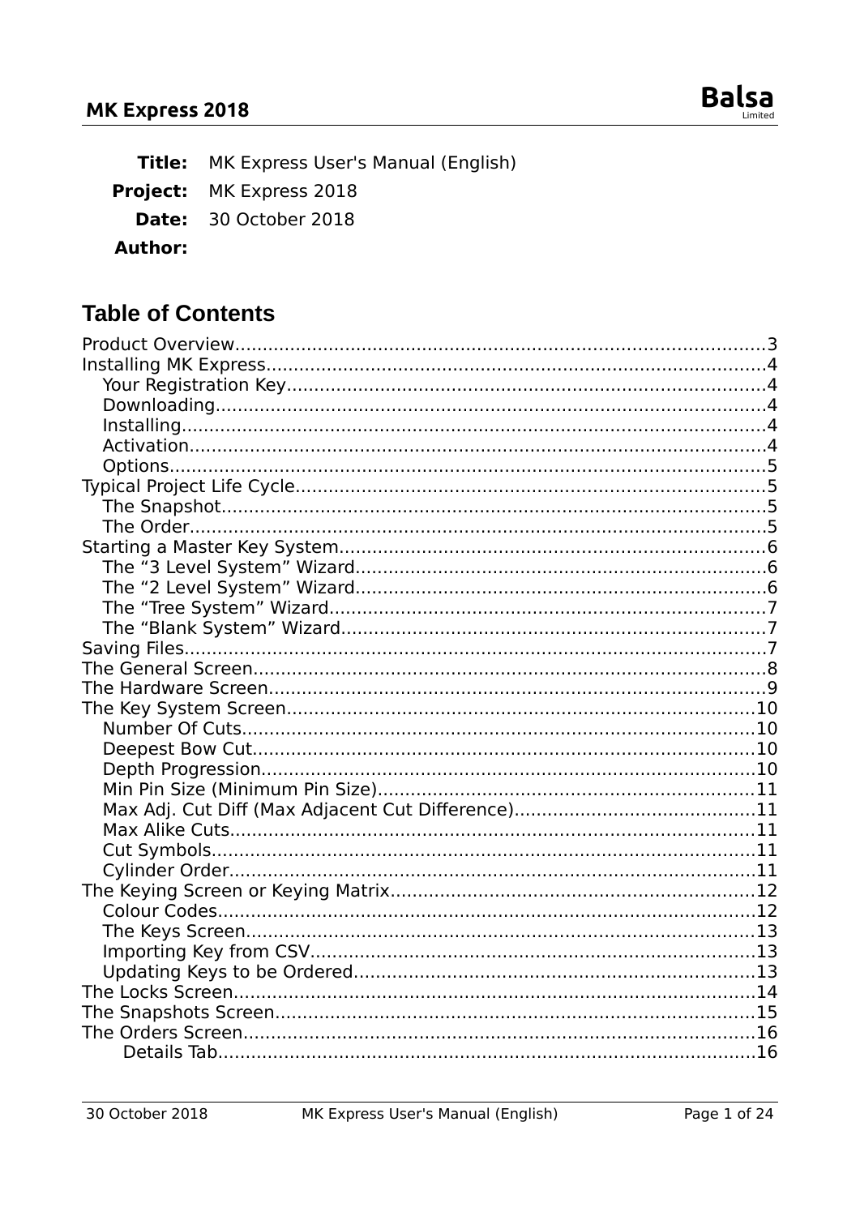**Title:** MK Express User's Manual (English)
**Project:** MK Express 2018
**Date:** 30 October 2018
**Author:**

# Table of Contents

- Product Overview....3
- Installing MK Express....4
  - Your Registration Key....4
  - Downloading....4
  - Installing....4
  - Activation....4
  - Options....5
- Typical Project Life Cycle....5
  - The Snapshot....5
  - The Order....5
- Starting a Master Key System....6
  - The “3 Level System” Wizard....6
  - The “2 Level System” Wizard....6
  - The “Tree System” Wizard....7
  - The “Blank System” Wizard....7
- Saving Files....7
- The General Screen....8
- The Hardware Screen....9
- The Key System Screen....10
  - Number Of Cuts....10
  - Deepest Bow Cut....10
  - Depth Progression....10
  - Min Pin Size (Minimum Pin Size)....11
  - Max Adj. Cut Diff (Max Adjacent Cut Difference)....11
  - Max Alike Cuts....11
  - Cut Symbols....11
  - Cylinder Order....11
- The Keying Screen or Keying Matrix....12
  - Colour Codes....12
  - The Keys Screen....13
  - Importing Key from CSV....13
  - Updating Keys to be Ordered....13
- The Locks Screen....14
- The Snapshots Screen....15
- The Orders Screen....16
    - Details Tab....16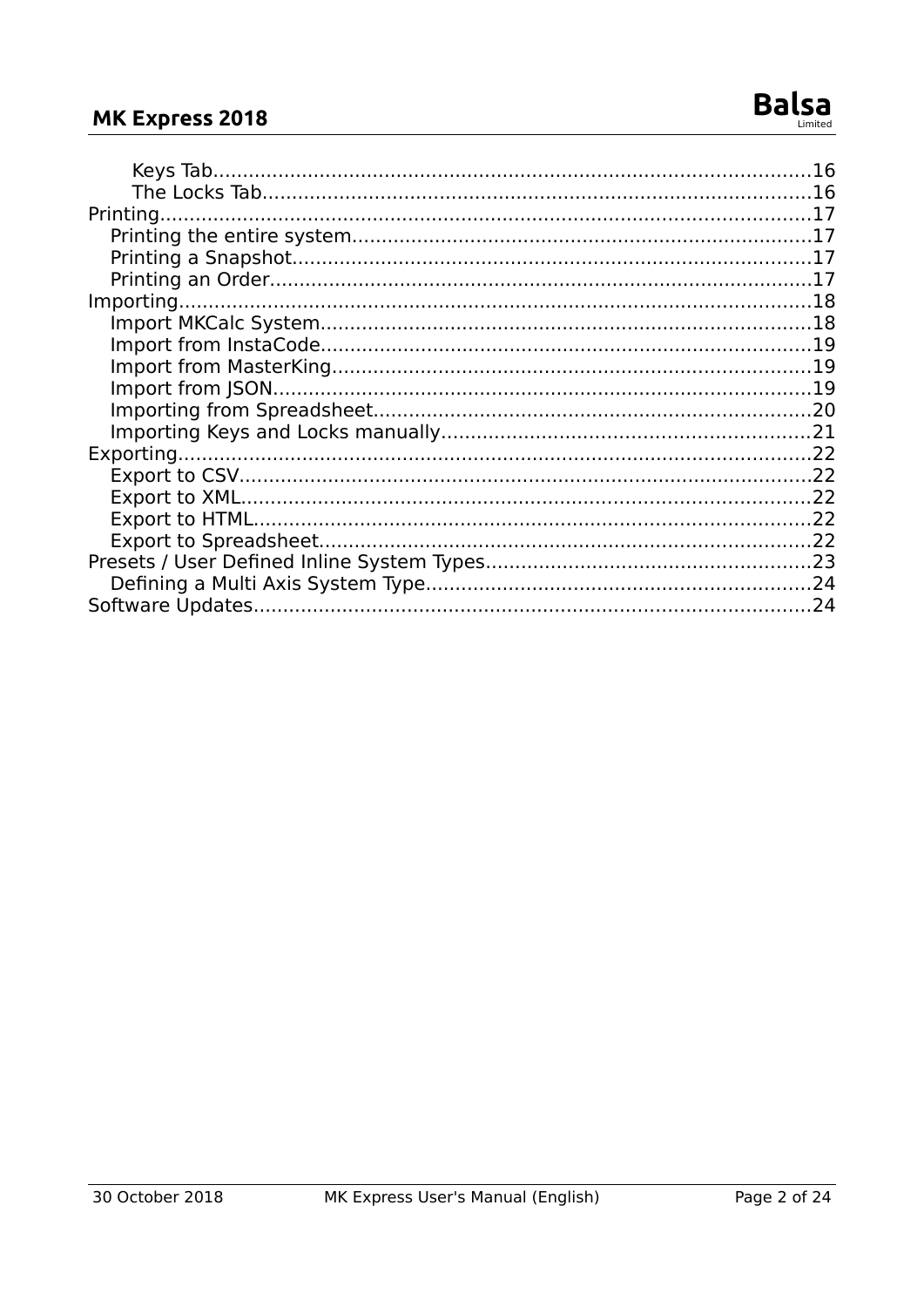- Keys Tab....................................................................................................16
- The Locks Tab...........................................................................................16

Printing..............................................................................................................17

- Printing the entire system.............................................................................17
- Printing a Snapshot......................................................................................17
- Printing an Order..........................................................................................17

Importing...........................................................................................................18

- Import MKCalc System..................................................................................18
- Import from InstaCode..................................................................................19
- Import from MasterKing................................................................................19
- Import from JSON..........................................................................................19
- Importing from Spreadsheet.........................................................................20
- Importing Keys and Locks manually.............................................................21

Exporting...........................................................................................................22

- Export to CSV................................................................................................22
- Export to XML................................................................................................22
- Export to HTML..............................................................................................22
- Export to Spreadsheet..................................................................................22

Presets / User Defined Inline System Types......................................................23

- Defining a Multi Axis System Type................................................................24

Software Updates..............................................................................................24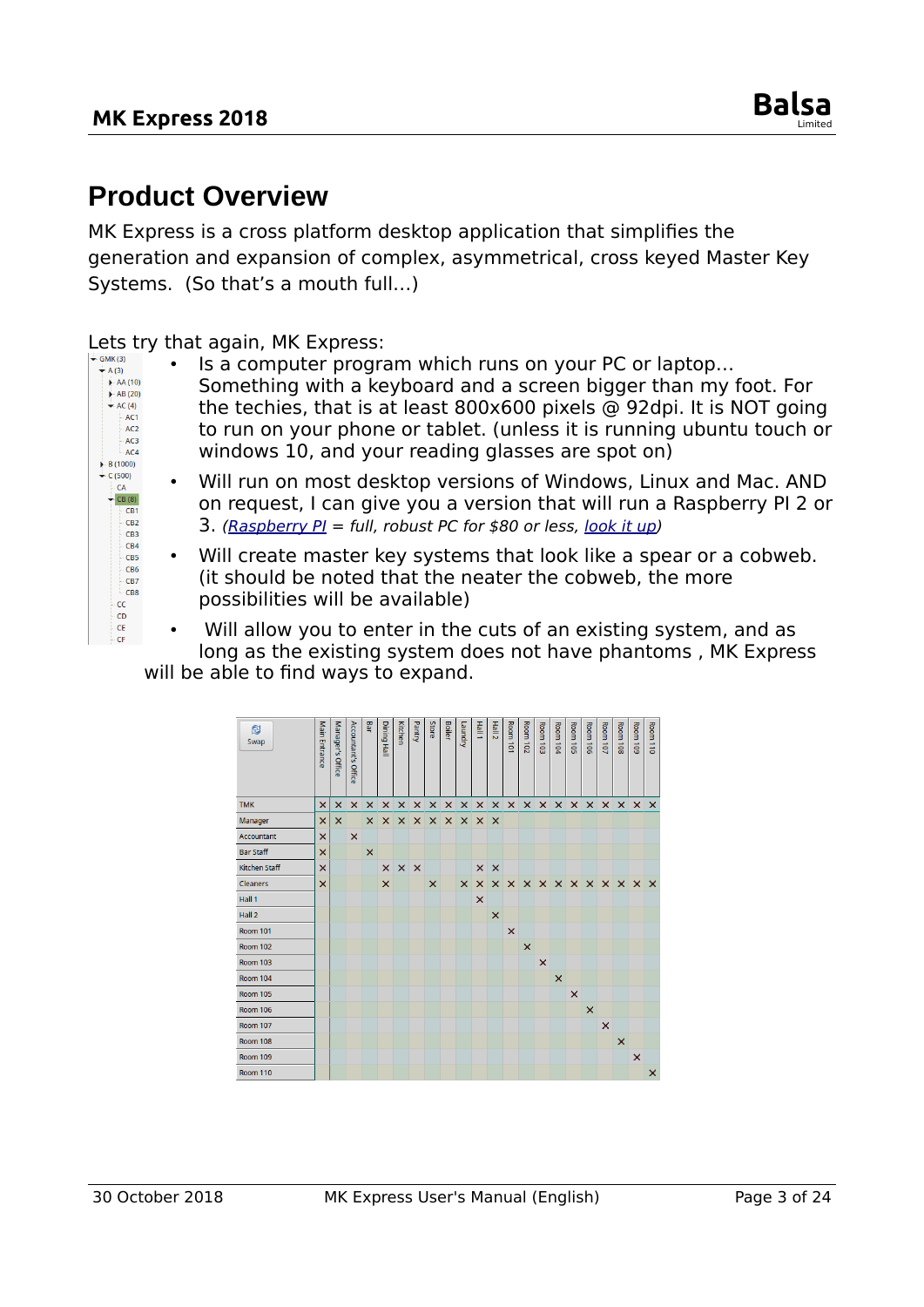# Product Overview

MK Express is a cross platform desktop application that simplifies the generation and expansion of complex, asymmetrical, cross keyed Master Key Systems. (So that's a mouth full…)

Lets try that again, MK Express:

- GMK (3)
  - A (3)
    - AA (10)
    - AB (20)
    - AC (4)
      - AC1
      - AC2
      - AC3
      - AC4
  - B (1000)
  - C (500)
    - CA
    - CB (8)
      - CB1
      - CB2
      - CB3
      - CB4
      - CB5
      - CB6
      - CB7
      - CB8
    - CC
    - CD
    - CE
    - CF

- Is a computer program which runs on your PC or laptop… Something with a keyboard and a screen bigger than my foot. For the techies, that is at least 800x600 pixels @ 92dpi. It is NOT going to run on your phone or tablet. (unless it is running ubuntu touch or windows 10, and your reading glasses are spot on)
- Will run on most desktop versions of Windows, Linux and Mac. AND on request, I can give you a version that will run a Raspberry PI 2 or 3. *([Raspberry PI](Raspberry PI) = full, robust PC for $80 or less, [look it up](look it up))*
- Will create master key systems that look like a spear or a cobweb. (it should be noted that the neater the cobweb, the more possibilities will be available)
- Will allow you to enter in the cuts of an existing system, and as long as the existing system does not have phantoms , MK Express will be able to find ways to expand.

| Swap | Main Entrance | Manager's Office | Accountant's Office | Bar | Dining Hall | Kitchen | Pantry | Store | Boiler | Laundry | Hall 1 | Hall 2 | Room 101 | Room 102 | Room 103 | Room 104 | Room 105 | Room 106 | Room 107 | Room 108 | Room 109 | Room 110 |
|---|---|---|---|---|---|---|---|---|---|---|---|---|---|---|---|---|---|---|---|---|---|---|
| TMK | × | × | × | × | × | × | × | × | × | × | × | × | × | × | × | × | × | × | × | × | × | × |
| Manager | × | × | | × | × | × | × | × | × | × | × | × | | | | | | | | | | |
| Accountant | × | | × | | | | | | | | | | | | | | | | | | | |
| Bar Staff | × | | | × | | | | | | | | | | | | | | | | | | |
| Kitchen Staff | × | | | | × | × | × | | | | × | × | | | | | | | | | | |
| Cleaners | × | | | | × | | | × | | × | × | × | × | × | × | × | × | × | × | × | × | × |
| Hall 1 | | | | | | | | | | | × | | | | | | | | | | | |
| Hall 2 | | | | | | | | | | | | × | | | | | | | | | | |
| Room 101 | | | | | | | | | | | | | × | | | | | | | | | |
| Room 102 | | | | | | | | | | | | | | × | | | | | | | | |
| Room 103 | | | | | | | | | | | | | | | × | | | | | | | |
| Room 104 | | | | | | | | | | | | | | | | × | | | | | | |
| Room 105 | | | | | | | | | | | | | | | | | × | | | | | |
| Room 106 | | | | | | | | | | | | | | | | | | × | | | | |
| Room 107 | | | | | | | | | | | | | | | | | | | × | | | |
| Room 108 | | | | | | | | | | | | | | | | | | | | × | | |
| Room 109 | | | | | | | | | | | | | | | | | | | | | × | |
| Room 110 | | | | | | | | | | | | | | | | | | | | | | × |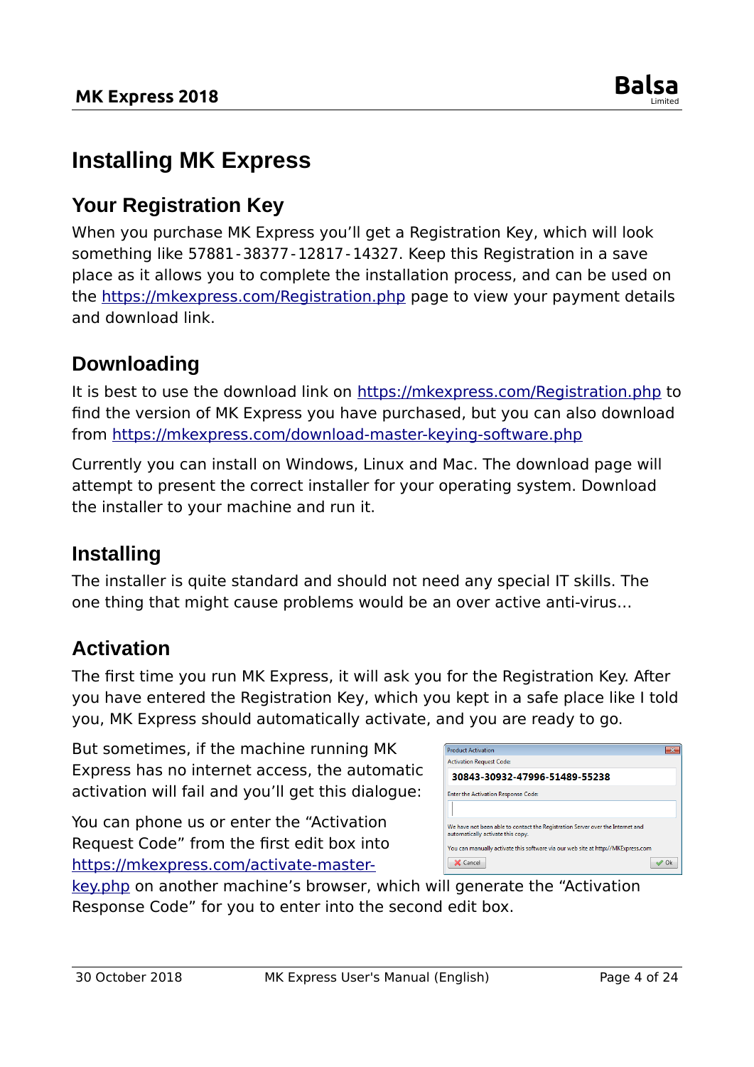# Installing MK Express

## Your Registration Key

When you purchase MK Express you'll get a Registration Key, which will look something like 57881-38377-12817-14327. Keep this Registration in a save place as it allows you to complete the installation process, and can be used on the https://mkexpress.com/Registration.php page to view your payment details and download link.

## Downloading

It is best to use the download link on https://mkexpress.com/Registration.php to find the version of MK Express you have purchased, but you can also download from https://mkexpress.com/download-master-keying-software.php

Currently you can install on Windows, Linux and Mac. The download page will attempt to present the correct installer for your operating system. Download the installer to your machine and run it.

## Installing

The installer is quite standard and should not need any special IT skills. The one thing that might cause problems would be an over active anti-virus…

## Activation

The first time you run MK Express, it will ask you for the Registration Key. After you have entered the Registration Key, which you kept in a safe place like I told you, MK Express should automatically activate, and you are ready to go.

But sometimes, if the machine running MK Express has no internet access, the automatic activation will fail and you'll get this dialogue:

You can phone us or enter the "Activation Request Code" from the first edit box into https://mkexpress.com/activate-master-key.php on another machine's browser, which will generate the "Activation Response Code" for you to enter into the second edit box.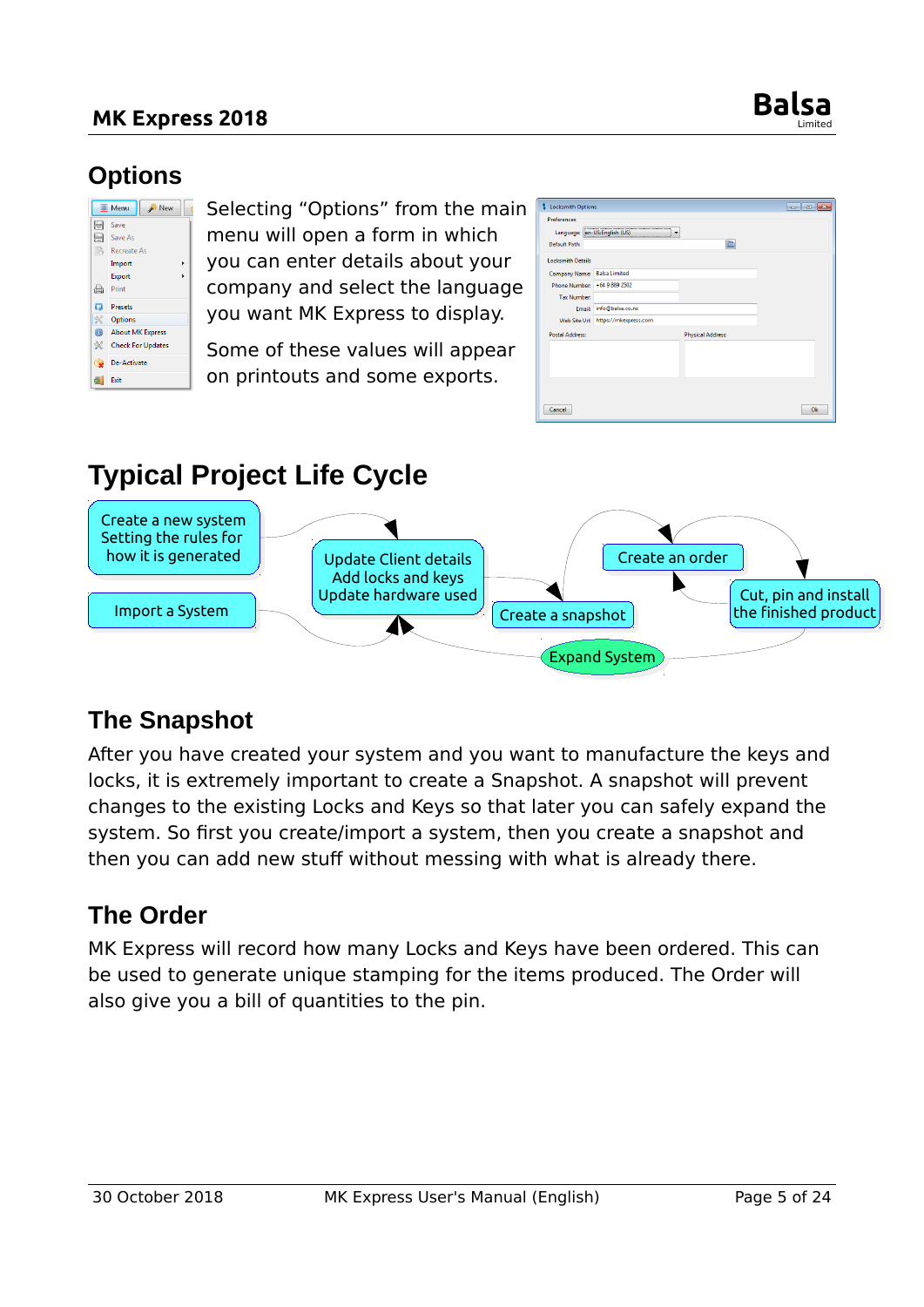## Options

Selecting "Options" from the main menu will open a form in which you can enter details about your company and select the language you want MK Express to display.

Some of these values will appear on printouts and some exports.

## Typical Project Life Cycle

Create a new system Setting the rules for how it is generated

Import a System

Update Client details Add locks and keys Update hardware used

Create a snapshot

Create an order

Cut, pin and install the finished product

Expand System

## The Snapshot

After you have created your system and you want to manufacture the keys and locks, it is extremely important to create a Snapshot. A snapshot will prevent changes to the existing Locks and Keys so that later you can safely expand the system. So first you create/import a system, then you create a snapshot and then you can add new stuff without messing with what is already there.

## The Order

MK Express will record how many Locks and Keys have been ordered. This can be used to generate unique stamping for the items produced. The Order will also give you a bill of quantities to the pin.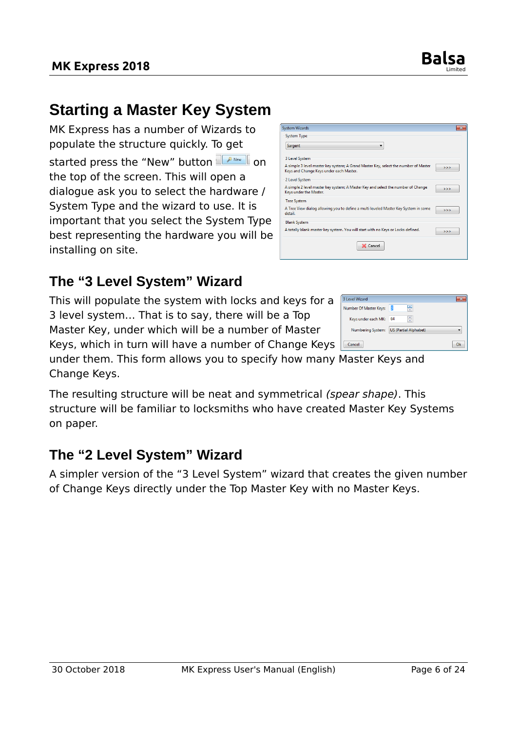# Starting a Master Key System

MK Express has a number of Wizards to populate the structure quickly. To get started press the “New” button on the top of the screen. This will open a dialogue ask you to select the hardware / System Type and the wizard to use. It is important that you select the System Type best representing the hardware you will be installing on site.

## The “3 Level System” Wizard

This will populate the system with locks and keys for a 3 level system… That is to say, there will be a Top Master Key, under which will be a number of Master Keys, which in turn will have a number of Change Keys under them. This form allows you to specify how many Master Keys and Change Keys.

The resulting structure will be neat and symmetrical *(spear shape)*. This structure will be familiar to locksmiths who have created Master Key Systems on paper.

## The “2 Level System” Wizard

A simpler version of the “3 Level System” wizard that creates the given number of Change Keys directly under the Top Master Key with no Master Keys.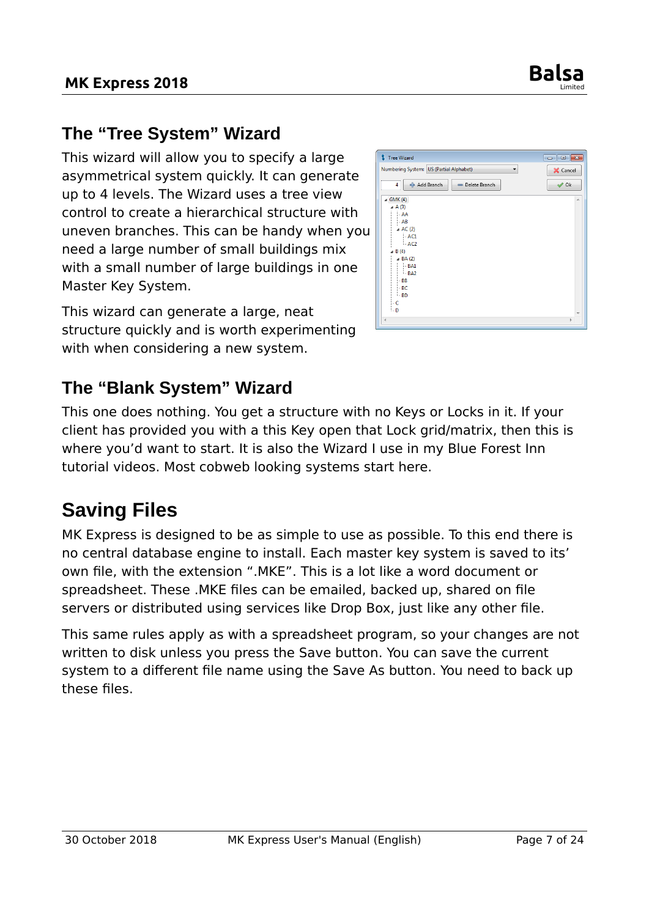## The "Tree System" Wizard

This wizard will allow you to specify a large asymmetrical system quickly. It can generate up to 4 levels. The Wizard uses a tree view control to create a hierarchical structure with uneven branches. This can be handy when you need a large number of small buildings mix with a small number of large buildings in one Master Key System.

This wizard can generate a large, neat structure quickly and is worth experimenting with when considering a new system.

## The "Blank System" Wizard

This one does nothing. You get a structure with no Keys or Locks in it. If your client has provided you with a this Key open that Lock grid/matrix, then this is where you'd want to start. It is also the Wizard I use in my Blue Forest Inn tutorial videos. Most cobweb looking systems start here.

# Saving Files

MK Express is designed to be as simple to use as possible. To this end there is no central database engine to install. Each master key system is saved to its' own file, with the extension ".MKE". This is a lot like a word document or spreadsheet. These .MKE files can be emailed, backed up, shared on file servers or distributed using services like Drop Box, just like any other file.

This same rules apply as with a spreadsheet program, so your changes are not written to disk unless you press the Save button. You can save the current system to a different file name using the Save As button. You need to back up these files.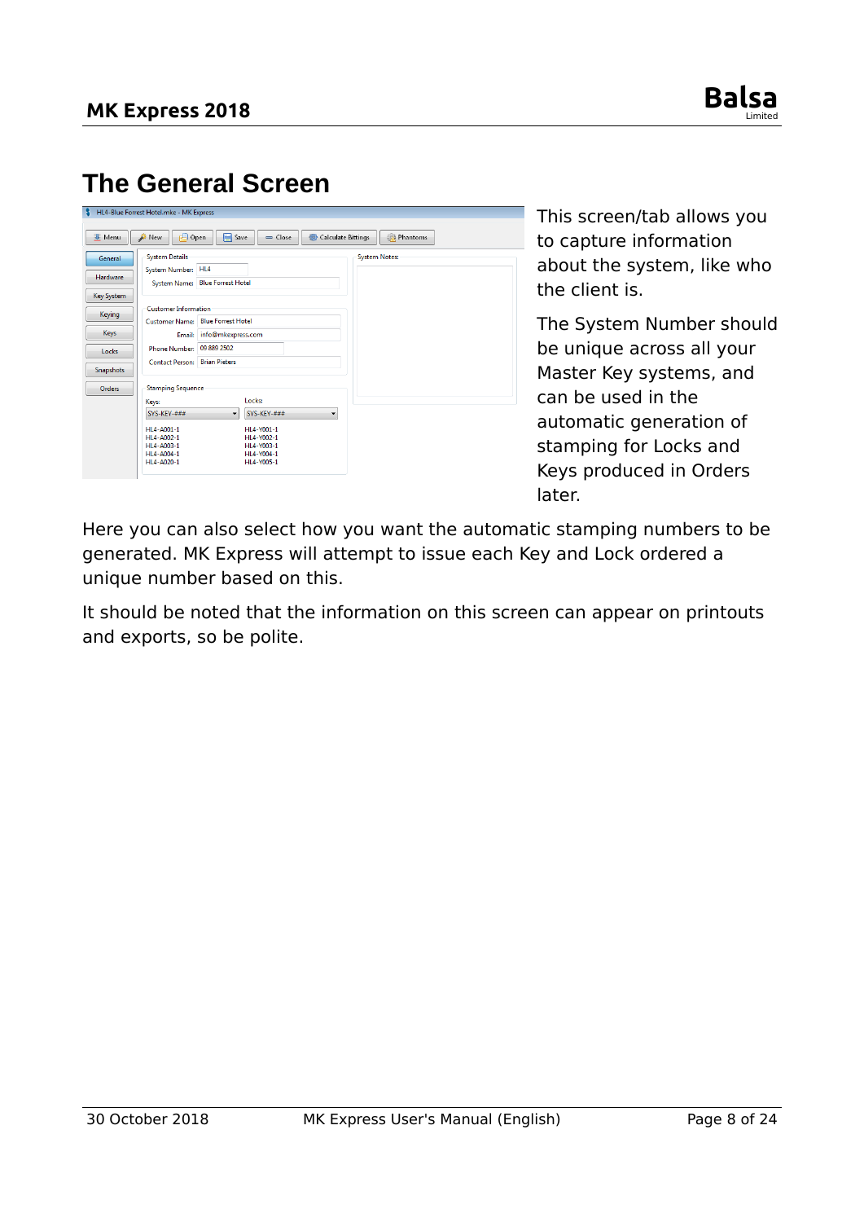# The General Screen

This screen/tab allows you to capture information about the system, like who the client is.

The System Number should be unique across all your Master Key systems, and can be used in the automatic generation of stamping for Locks and Keys produced in Orders later.

Here you can also select how you want the automatic stamping numbers to be generated. MK Express will attempt to issue each Key and Lock ordered a unique number based on this.

It should be noted that the information on this screen can appear on printouts and exports, so be polite.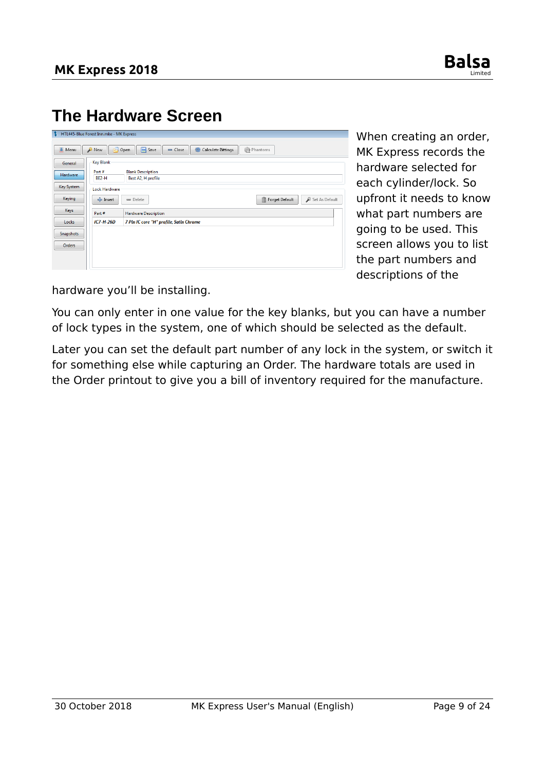# The Hardware Screen

When creating an order, MK Express records the hardware selected for each cylinder/lock. So upfront it needs to know what part numbers are going to be used. This screen allows you to list the part numbers and descriptions of the hardware you'll be installing.

You can only enter in one value for the key blanks, but you can have a number of lock types in the system, one of which should be selected as the default.

Later you can set the default part number of any lock in the system, or switch it for something else while capturing an Order. The hardware totals are used in the Order printout to give you a bill of inventory required for the manufacture.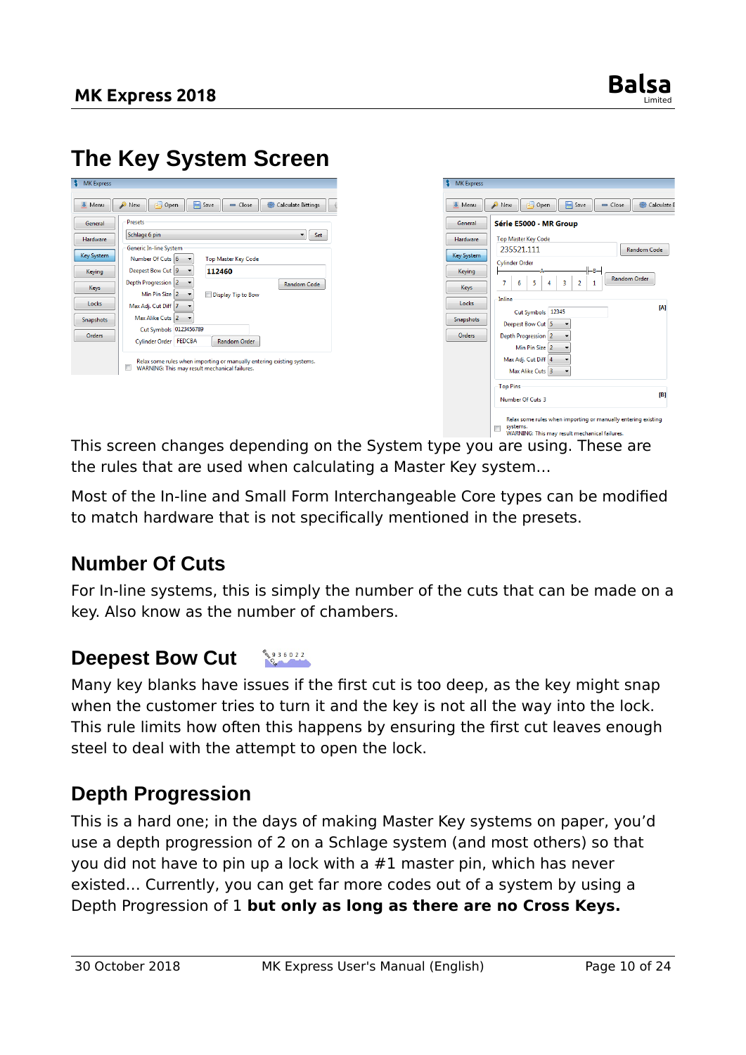# The Key System Screen

This screen changes depending on the System type you are using. These are the rules that are used when calculating a Master Key system…

Most of the In-line and Small Form Interchangeable Core types can be modified to match hardware that is not specifically mentioned in the presets.

## Number Of Cuts

For In-line systems, this is simply the number of the cuts that can be made on a key. Also know as the number of chambers.

## Deepest Bow Cut

Many key blanks have issues if the first cut is too deep, as the key might snap when the customer tries to turn it and the key is not all the way into the lock. This rule limits how often this happens by ensuring the first cut leaves enough steel to deal with the attempt to open the lock.

## Depth Progression

This is a hard one; in the days of making Master Key systems on paper, you'd use a depth progression of 2 on a Schlage system (and most others) so that you did not have to pin up a lock with a #1 master pin, which has never existed… Currently, you can get far more codes out of a system by using a Depth Progression of 1 **but only as long as there are no Cross Keys.**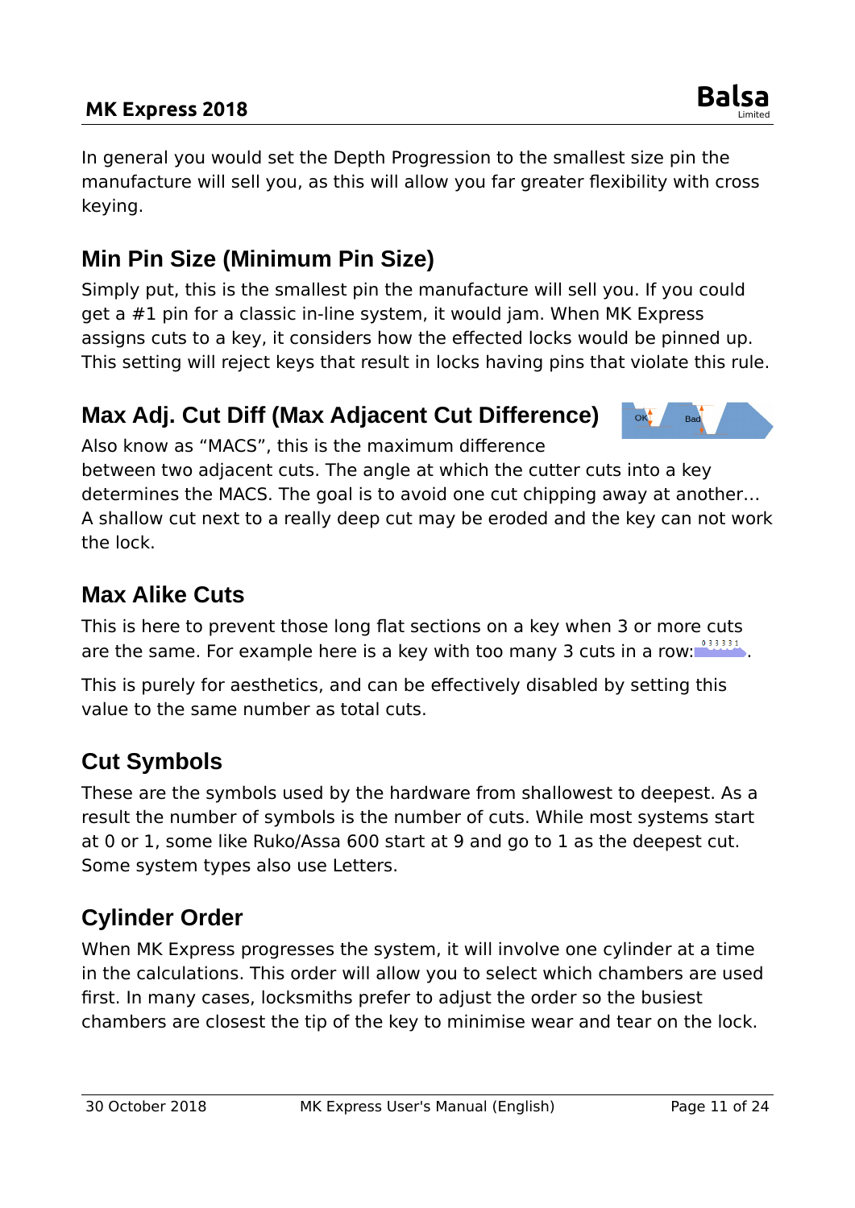In general you would set the Depth Progression to the smallest size pin the manufacture will sell you, as this will allow you far greater flexibility with cross keying.

## Min Pin Size (Minimum Pin Size)

Simply put, this is the smallest pin the manufacture will sell you. If you could get a #1 pin for a classic in-line system, it would jam. When MK Express assigns cuts to a key, it considers how the effected locks would be pinned up. This setting will reject keys that result in locks having pins that violate this rule.

## Max Adj. Cut Diff (Max Adjacent Cut Difference)

Also know as "MACS", this is the maximum difference between two adjacent cuts. The angle at which the cutter cuts into a key determines the MACS. The goal is to avoid one cut chipping away at another… A shallow cut next to a really deep cut may be eroded and the key can not work the lock.

## Max Alike Cuts

This is here to prevent those long flat sections on a key when 3 or more cuts are the same. For example here is a key with too many 3 cuts in a row: .

This is purely for aesthetics, and can be effectively disabled by setting this value to the same number as total cuts.

## Cut Symbols

These are the symbols used by the hardware from shallowest to deepest. As a result the number of symbols is the number of cuts. While most systems start at 0 or 1, some like Ruko/Assa 600 start at 9 and go to 1 as the deepest cut. Some system types also use Letters.

## Cylinder Order

When MK Express progresses the system, it will involve one cylinder at a time in the calculations. This order will allow you to select which chambers are used first. In many cases, locksmiths prefer to adjust the order so the busiest chambers are closest the tip of the key to minimise wear and tear on the lock.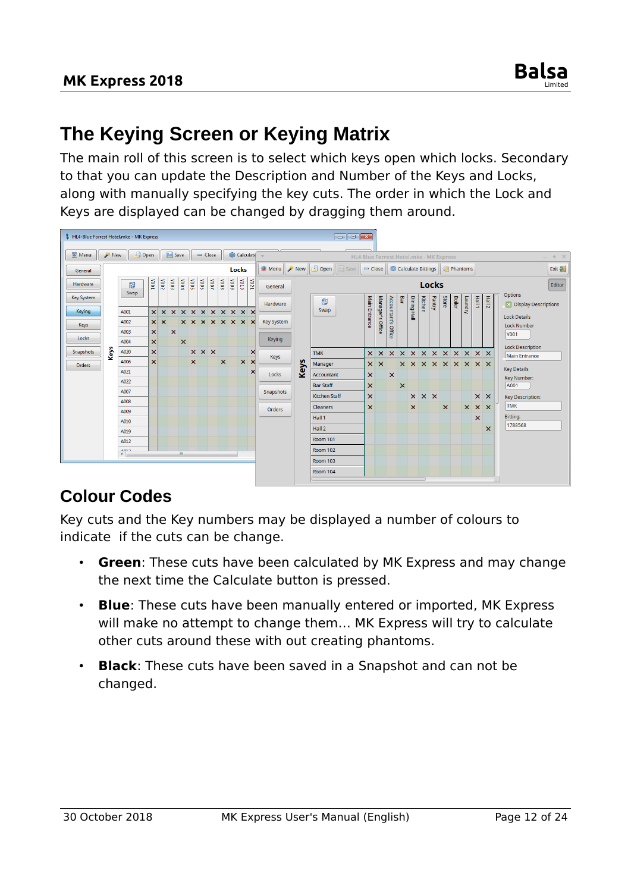# The Keying Screen or Keying Matrix

The main roll of this screen is to select which keys open which locks. Secondary to that you can update the Description and Number of the Keys and Locks, along with manually specifying the key cuts. The order in which the Lock and Keys are displayed can be changed by dragging them around.

## Colour Codes

Key cuts and the Key numbers may be displayed a number of colours to indicate  if the cuts can be change.

- **Green**: These cuts have been calculated by MK Express and may change the next time the Calculate button is pressed.
- **Blue**: These cuts have been manually entered or imported, MK Express will make no attempt to change them… MK Express will try to calculate other cuts around these with out creating phantoms.
- **Black**: These cuts have been saved in a Snapshot and can not be changed.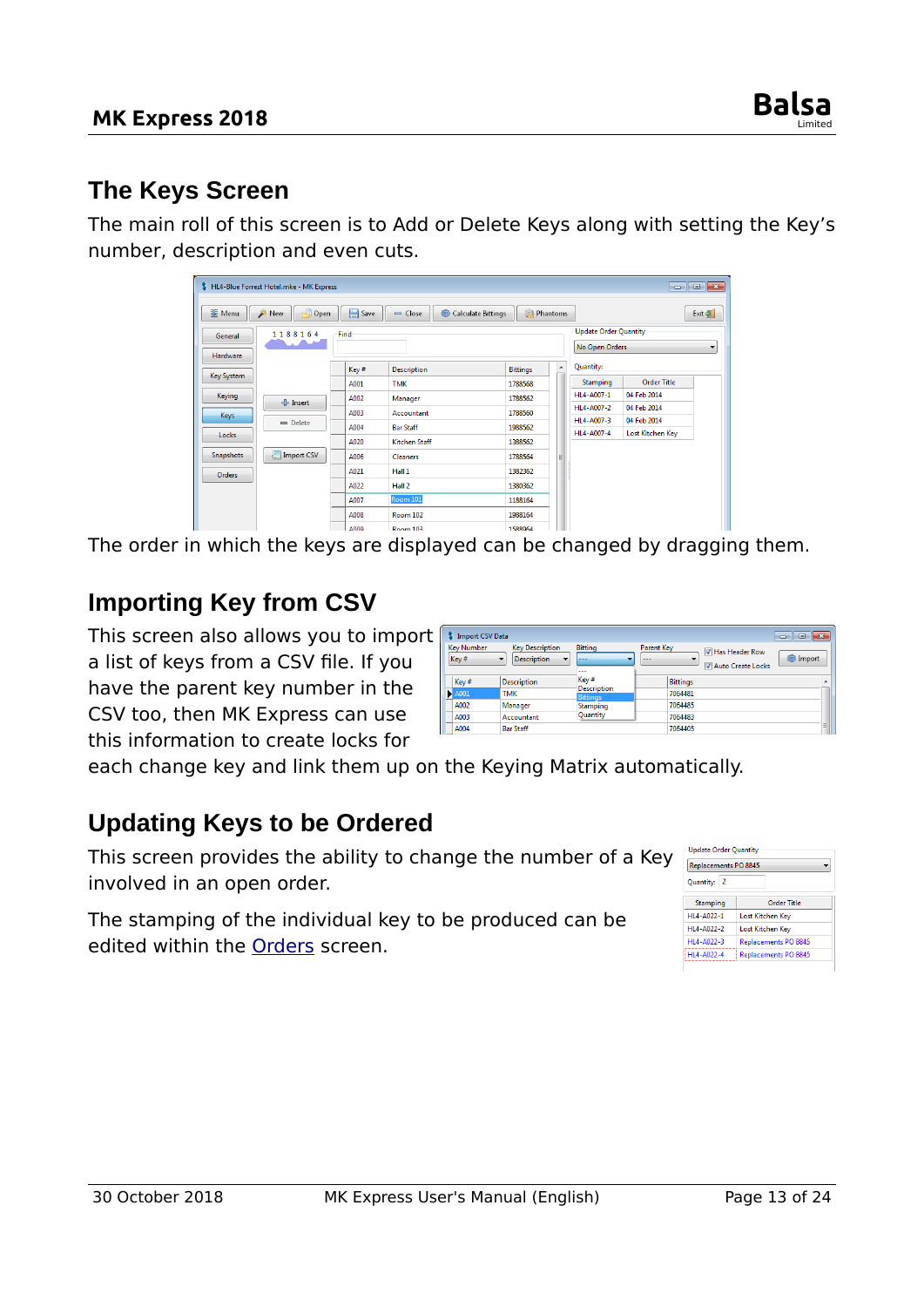## The Keys Screen

The main roll of this screen is to Add or Delete Keys along with setting the Key's number, description and even cuts.

The order in which the keys are displayed can be changed by dragging them.

## Importing Key from CSV

This screen also allows you to import a list of keys from a CSV file. If you have the parent key number in the CSV too, then MK Express can use this information to create locks for each change key and link them up on the Keying Matrix automatically.

## Updating Keys to be Ordered

This screen provides the ability to change the number of a Key involved in an open order.

The stamping of the individual key to be produced can be edited within the Orders screen.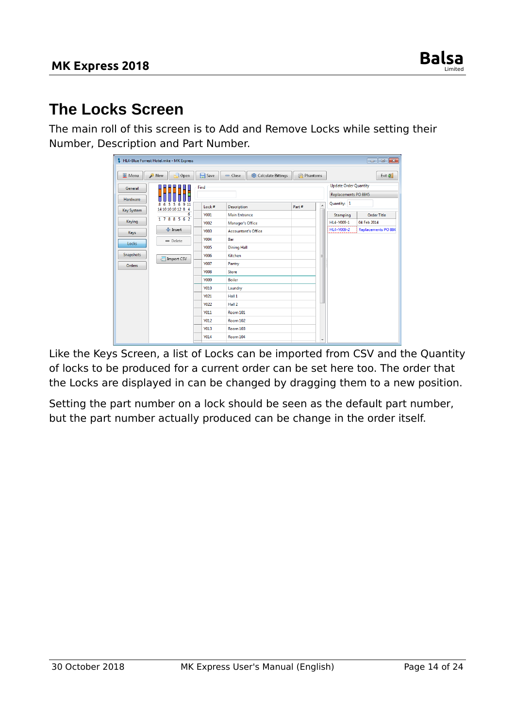# The Locks Screen

The main roll of this screen is to Add and Remove Locks while setting their Number, Description and Part Number.

Like the Keys Screen, a list of Locks can be imported from CSV and the Quantity of locks to be produced for a current order can be set here too. The order that the Locks are displayed in can be changed by dragging them to a new position.

Setting the part number on a lock should be seen as the default part number, but the part number actually produced can be change in the order itself.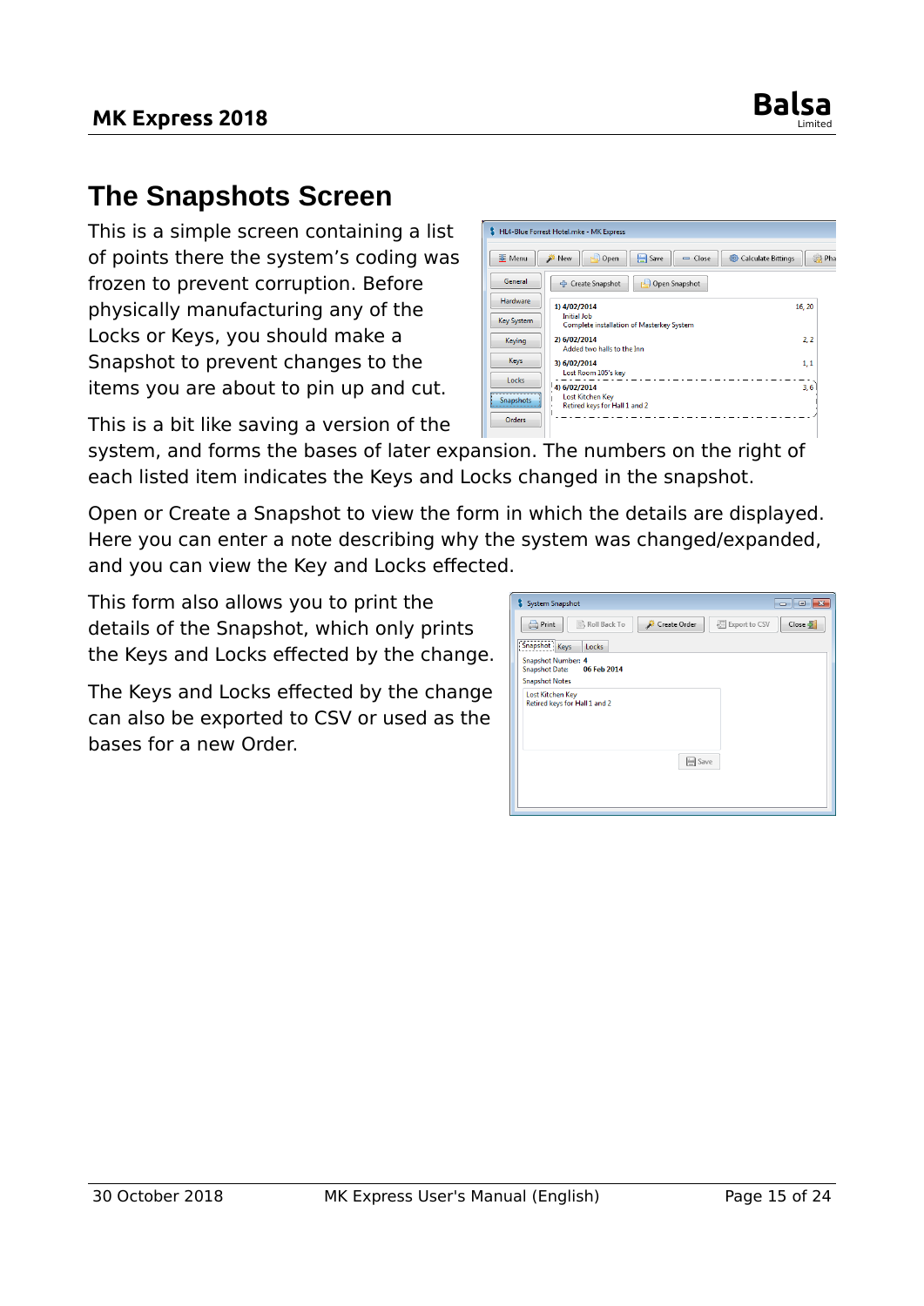# The Snapshots Screen

This is a simple screen containing a list of points there the system's coding was frozen to prevent corruption. Before physically manufacturing any of the Locks or Keys, you should make a Snapshot to prevent changes to the items you are about to pin up and cut.

This is a bit like saving a version of the system, and forms the bases of later expansion. The numbers on the right of each listed item indicates the Keys and Locks changed in the snapshot.

Open or Create a Snapshot to view the form in which the details are displayed. Here you can enter a note describing why the system was changed/expanded, and you can view the Key and Locks effected.

This form also allows you to print the details of the Snapshot, which only prints the Keys and Locks effected by the change.

The Keys and Locks effected by the change can also be exported to CSV or used as the bases for a new Order.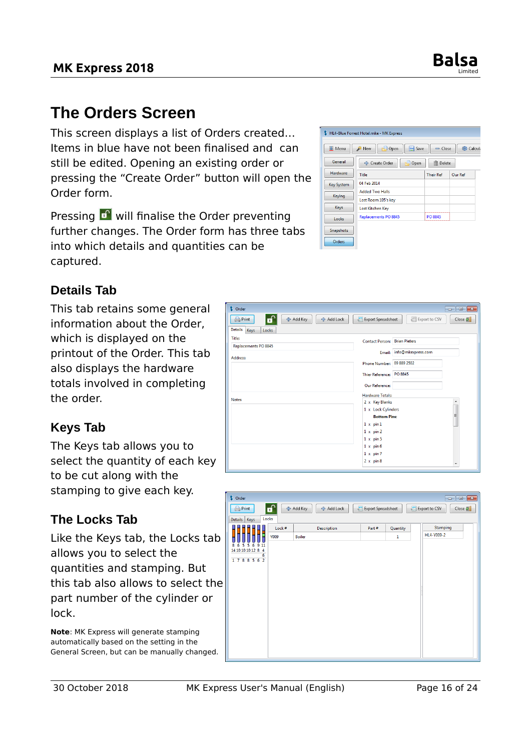# The Orders Screen

This screen displays a list of Orders created... Items in blue have not been finalised and can still be edited. Opening an existing order or pressing the "Create Order" button will open the Order form.

Pressing will finalise the Order preventing further changes. The Order form has three tabs into which details and quantities can be captured.

## Details Tab

This tab retains some general information about the Order, which is displayed on the printout of the Order. This tab also displays the hardware totals involved in completing the order.

## Keys Tab

The Keys tab allows you to select the quantity of each key to be cut along with the stamping to give each key.

## The Locks Tab

Like the Keys tab, the Locks tab allows you to select the quantities and stamping. But this tab also allows to select the part number of the cylinder or lock.

**Note**: MK Express will generate stamping automatically based on the setting in the General Screen, but can be manually changed.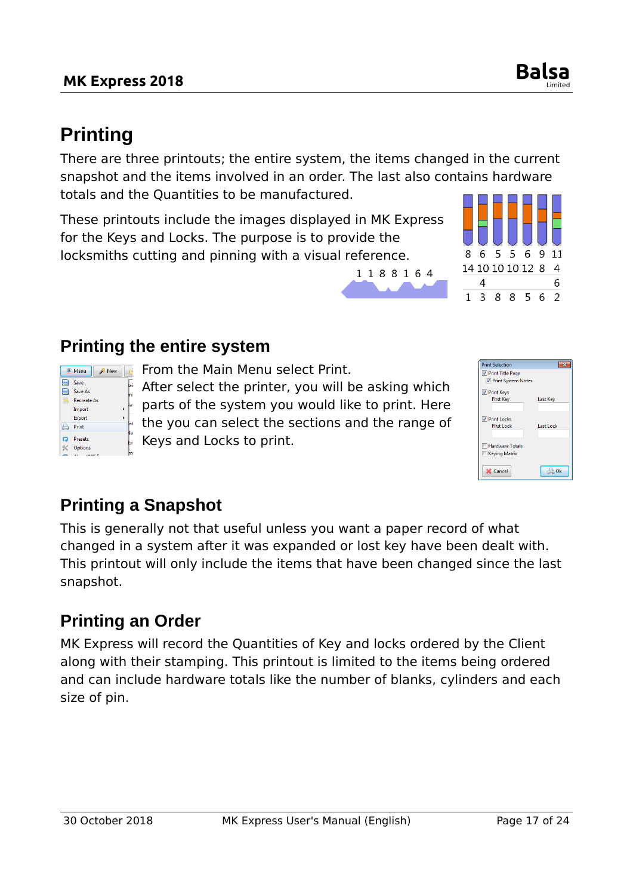# Printing

There are three printouts; the entire system, the items changed in the current snapshot and the items involved in an order. The last also contains hardware totals and the Quantities to be manufactured.

These printouts include the images displayed in MK Express for the Keys and Locks. The purpose is to provide the locksmiths cutting and pinning with a visual reference.

## Printing the entire system

From the Main Menu select Print.
After select the printer, you will be asking which parts of the system you would like to print. Here the you can select the sections and the range of Keys and Locks to print.

## Printing a Snapshot

This is generally not that useful unless you want a paper record of what changed in a system after it was expanded or lost key have been dealt with. This printout will only include the items that have been changed since the last snapshot.

## Printing an Order

MK Express will record the Quantities of Key and locks ordered by the Client along with their stamping. This printout is limited to the items being ordered and can include hardware totals like the number of blanks, cylinders and each size of pin.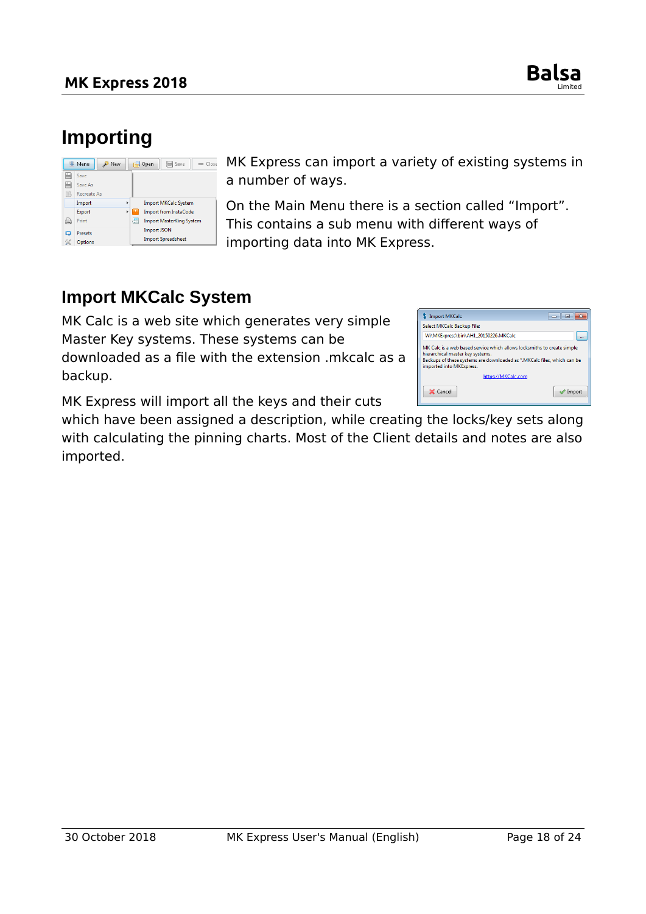# Importing

MK Express can import a variety of existing systems in a number of ways.

On the Main Menu there is a section called “Import”. This contains a sub menu with different ways of importing data into MK Express.

## Import MKCalc System

MK Calc is a web site which generates very simple Master Key systems. These systems can be downloaded as a file with the extension .mkcalc as a backup.

MK Express will import all the keys and their cuts which have been assigned a description, while creating the locks/key sets along with calculating the pinning charts. Most of the Client details and notes are also imported.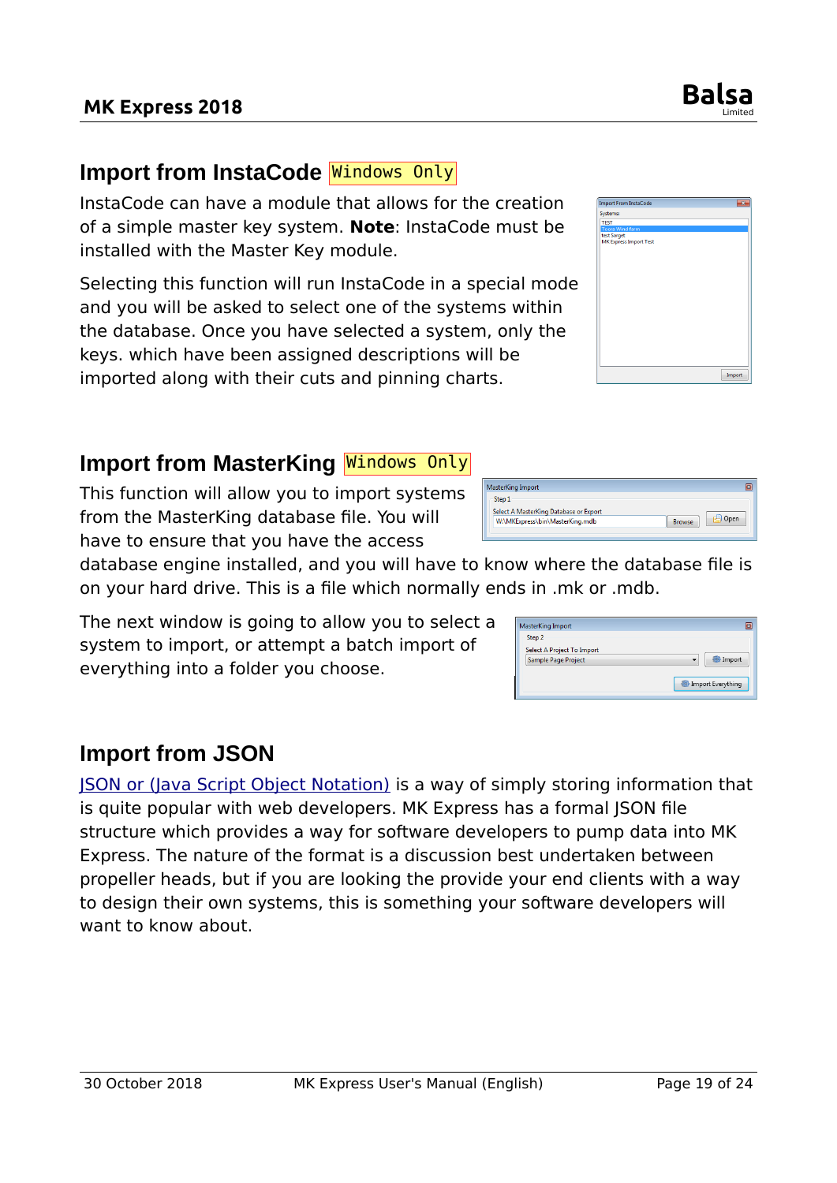## Import from InstaCode `Windows Only`

InstaCode can have a module that allows for the creation of a simple master key system. **Note**: InstaCode must be installed with the Master Key module.

Selecting this function will run InstaCode in a special mode and you will be asked to select one of the systems within the database. Once you have selected a system, only the keys. which have been assigned descriptions will be imported along with their cuts and pinning charts.

## Import from MasterKing `Windows Only`

This function will allow you to import systems from the MasterKing database file. You will have to ensure that you have the access database engine installed, and you will have to know where the database file is on your hard drive. This is a file which normally ends in .mk or .mdb.

The next window is going to allow you to select a system to import, or attempt a batch import of everything into a folder you choose.

## Import from JSON

JSON or (Java Script Object Notation) is a way of simply storing information that is quite popular with web developers. MK Express has a formal JSON file structure which provides a way for software developers to pump data into MK Express. The nature of the format is a discussion best undertaken between propeller heads, but if you are looking the provide your end clients with a way to design their own systems, this is something your software developers will want to know about.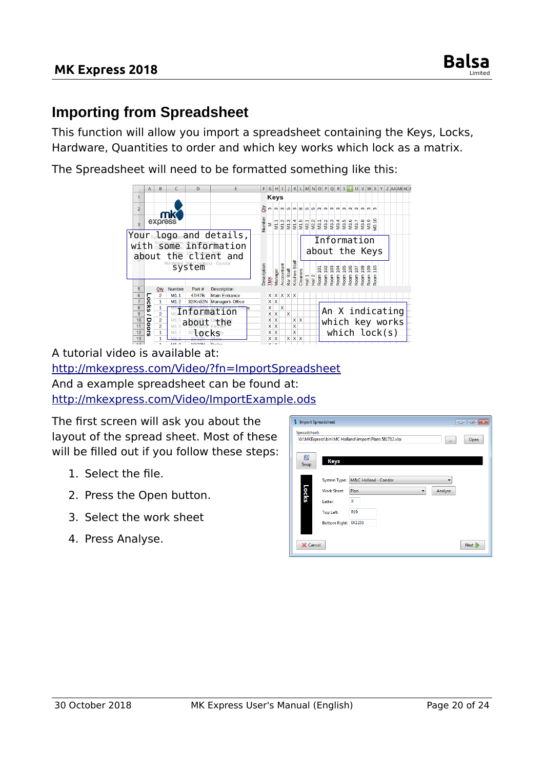## Importing from Spreadsheet

This function will allow you import a spreadsheet containing the Keys, Locks, Hardware, Quantities to order and which key works which lock as a matrix.

The Spreadsheet will need to be formatted something like this:

A tutorial video is available at:
http://mkexpress.com/Video/?fn=ImportSpreadsheet
And a example spreadsheet can be found at:
http://mkexpress.com/Video/ImportExample.ods

The first screen will ask you about the layout of the spread sheet. Most of these will be filled out if you follow these steps:

1. Select the file.
2. Press the Open button.
3. Select the work sheet
4. Press Analyse.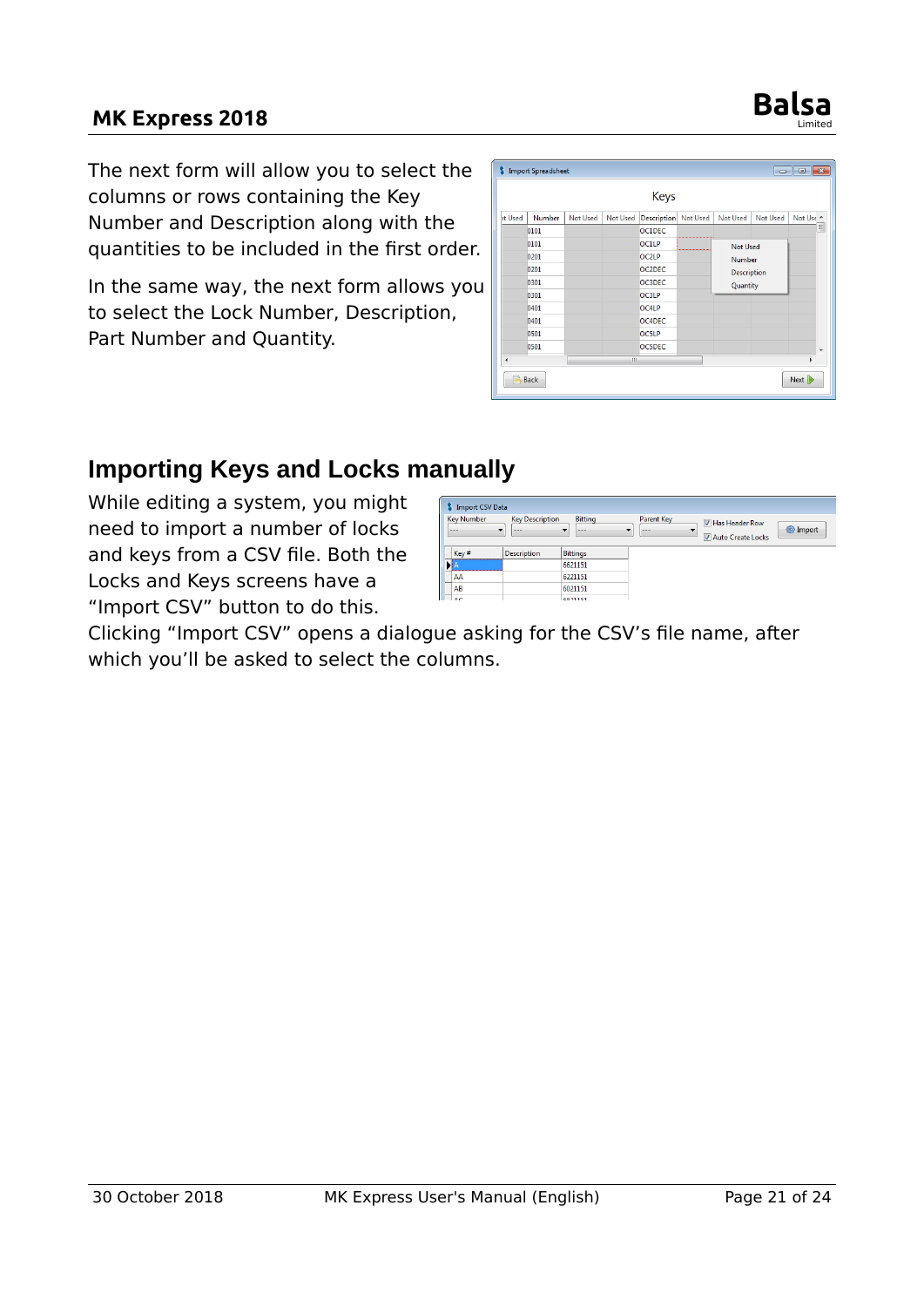The next form will allow you to select the columns or rows containing the Key Number and Description along with the quantities to be included in the first order.

In the same way, the next form allows you to select the Lock Number, Description, Part Number and Quantity.

## Importing Keys and Locks manually

While editing a system, you might need to import a number of locks and keys from a CSV file. Both the Locks and Keys screens have a "Import CSV" button to do this.

Clicking "Import CSV" opens a dialogue asking for the CSV's file name, after which you'll be asked to select the columns.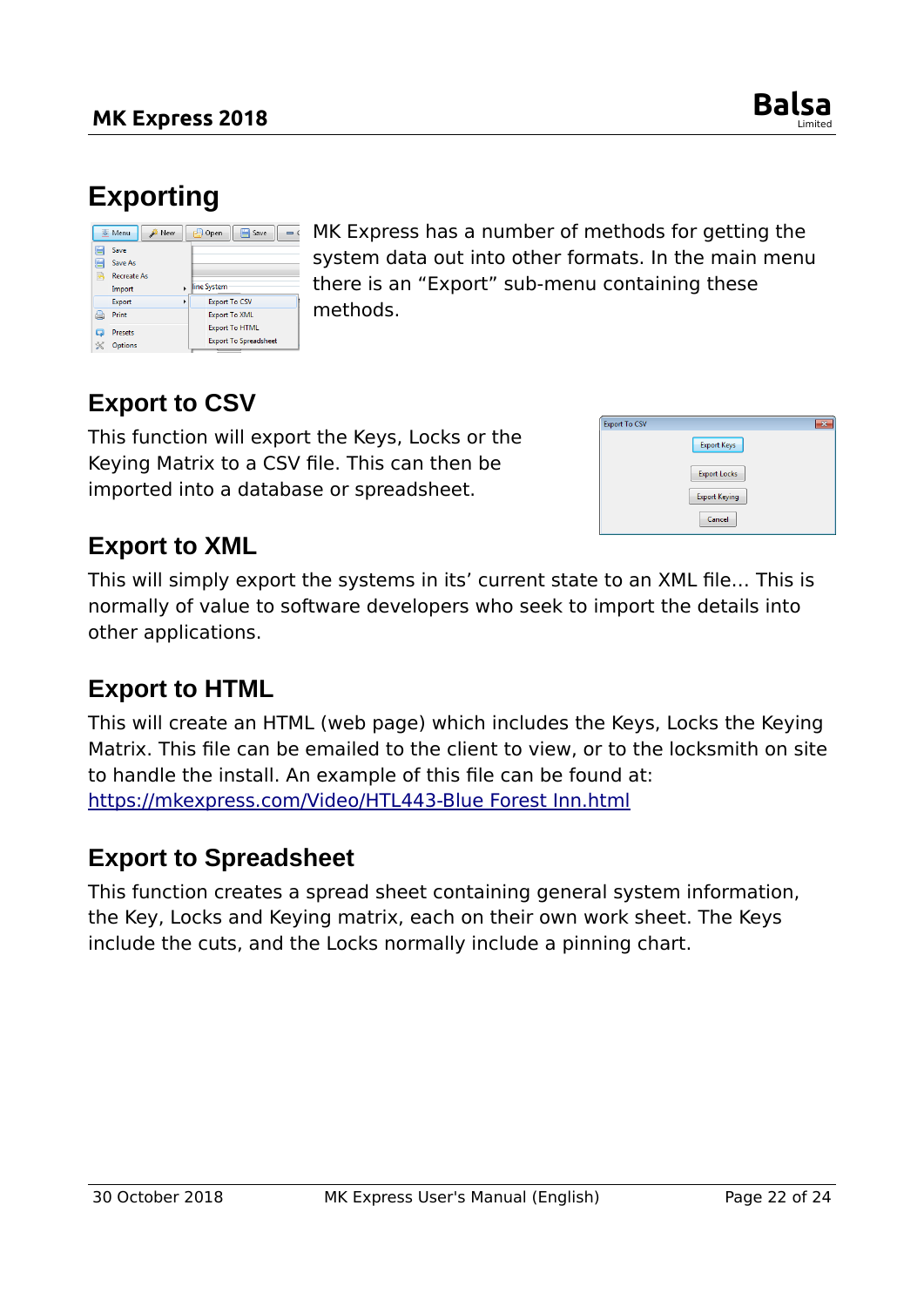# Exporting

MK Express has a number of methods for getting the system data out into other formats. In the main menu there is an “Export” sub-menu containing these methods.

## Export to CSV

This function will export the Keys, Locks or the Keying Matrix to a CSV file. This can then be imported into a database or spreadsheet.

## Export to XML

This will simply export the systems in its’ current state to an XML file… This is normally of value to software developers who seek to import the details into other applications.

## Export to HTML

This will create an HTML (web page) which includes the Keys, Locks the Keying Matrix. This file can be emailed to the client to view, or to the locksmith on site to handle the install. An example of this file can be found at: [https://mkexpress.com/Video/HTL443-Blue Forest Inn.html](https://mkexpress.com/Video/HTL443-Blue Forest Inn.html)

## Export to Spreadsheet

This function creates a spread sheet containing general system information, the Key, Locks and Keying matrix, each on their own work sheet. The Keys include the cuts, and the Locks normally include a pinning chart.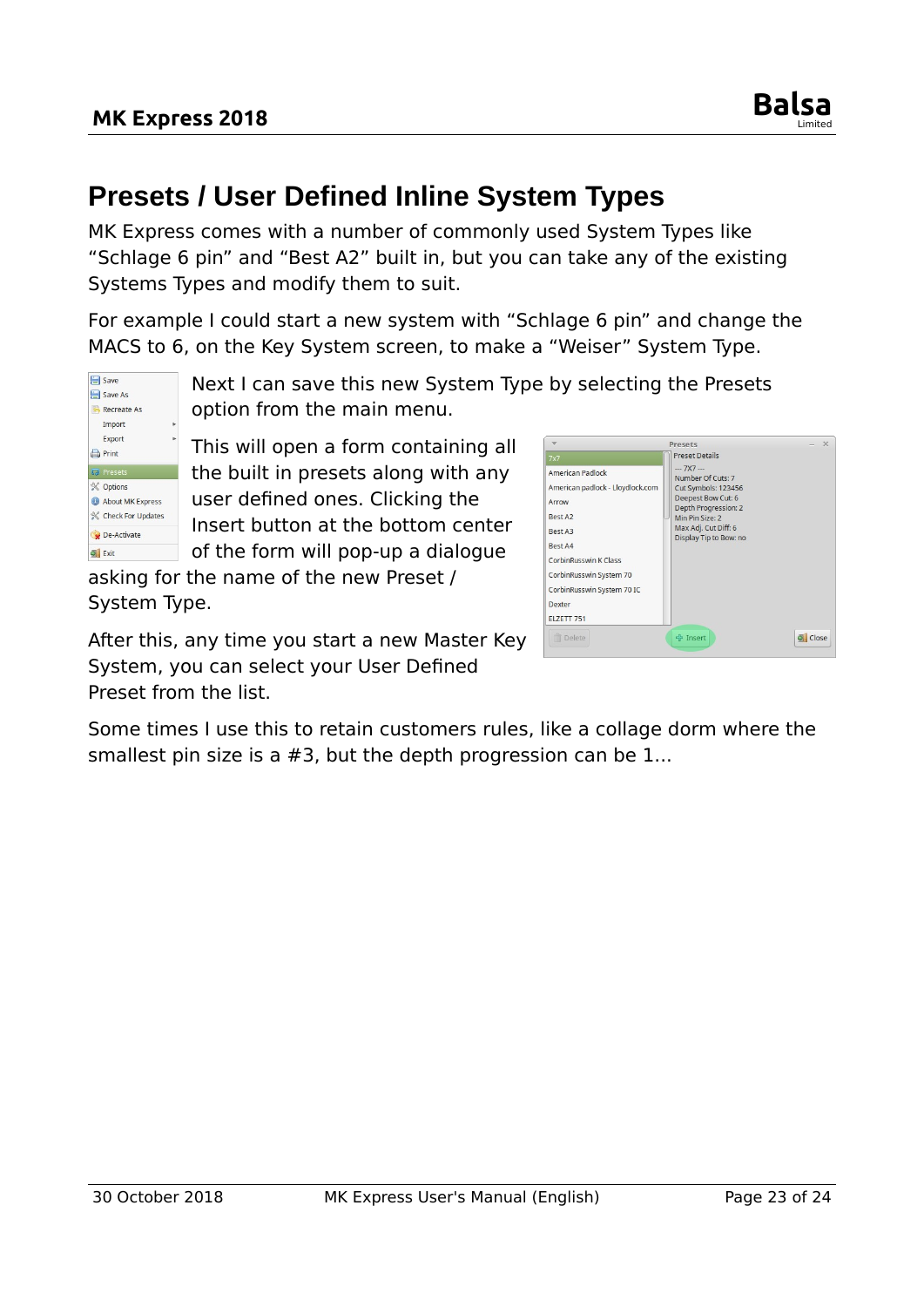# Presets / User Defined Inline System Types

MK Express comes with a number of commonly used System Types like “Schlage 6 pin” and “Best A2” built in, but you can take any of the existing Systems Types and modify them to suit.

For example I could start a new system with “Schlage 6 pin” and change the MACS to 6, on the Key System screen, to make a “Weiser” System Type.

Next I can save this new System Type by selecting the Presets option from the main menu.

This will open a form containing all the built in presets along with any user defined ones. Clicking the Insert button at the bottom center of the form will pop-up a dialogue asking for the name of the new Preset / System Type.

After this, any time you start a new Master Key System, you can select your User Defined Preset from the list.

Some times I use this to retain customers rules, like a collage dorm where the smallest pin size is a #3, but the depth progression can be 1...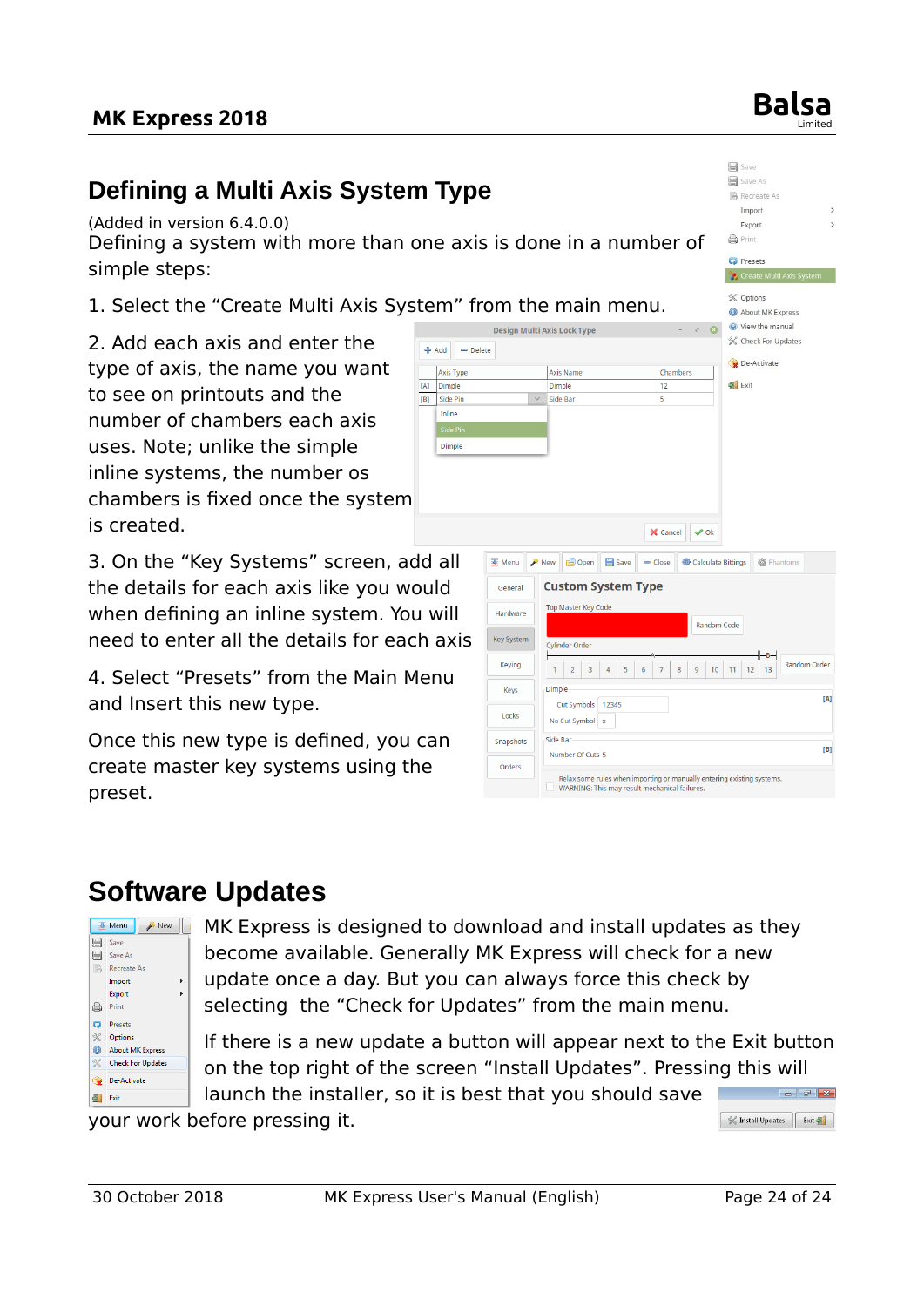# Defining a Multi Axis System Type

(Added in version 6.4.0.0)

Defining a system with more than one axis is done in a number of simple steps:

1. Select the “Create Multi Axis System” from the main menu.

2. Add each axis and enter the type of axis, the name you want to see on printouts and the number of chambers each axis uses. Note; unlike the simple inline systems, the number os chambers is fixed once the system is created.

3. On the “Key Systems” screen, add all the details for each axis like you would when defining an inline system. You will need to enter all the details for each axis

4. Select “Presets” from the Main Menu and Insert this new type.

Once this new type is defined, you can create master key systems using the preset.

# Software Updates

MK Express is designed to download and install updates as they become available. Generally MK Express will check for a new update once a day. But you can always force this check by selecting the “Check for Updates” from the main menu.

If there is a new update a button will appear next to the Exit button on the top right of the screen “Install Updates”. Pressing this will launch the installer, so it is best that you should save your work before pressing it.